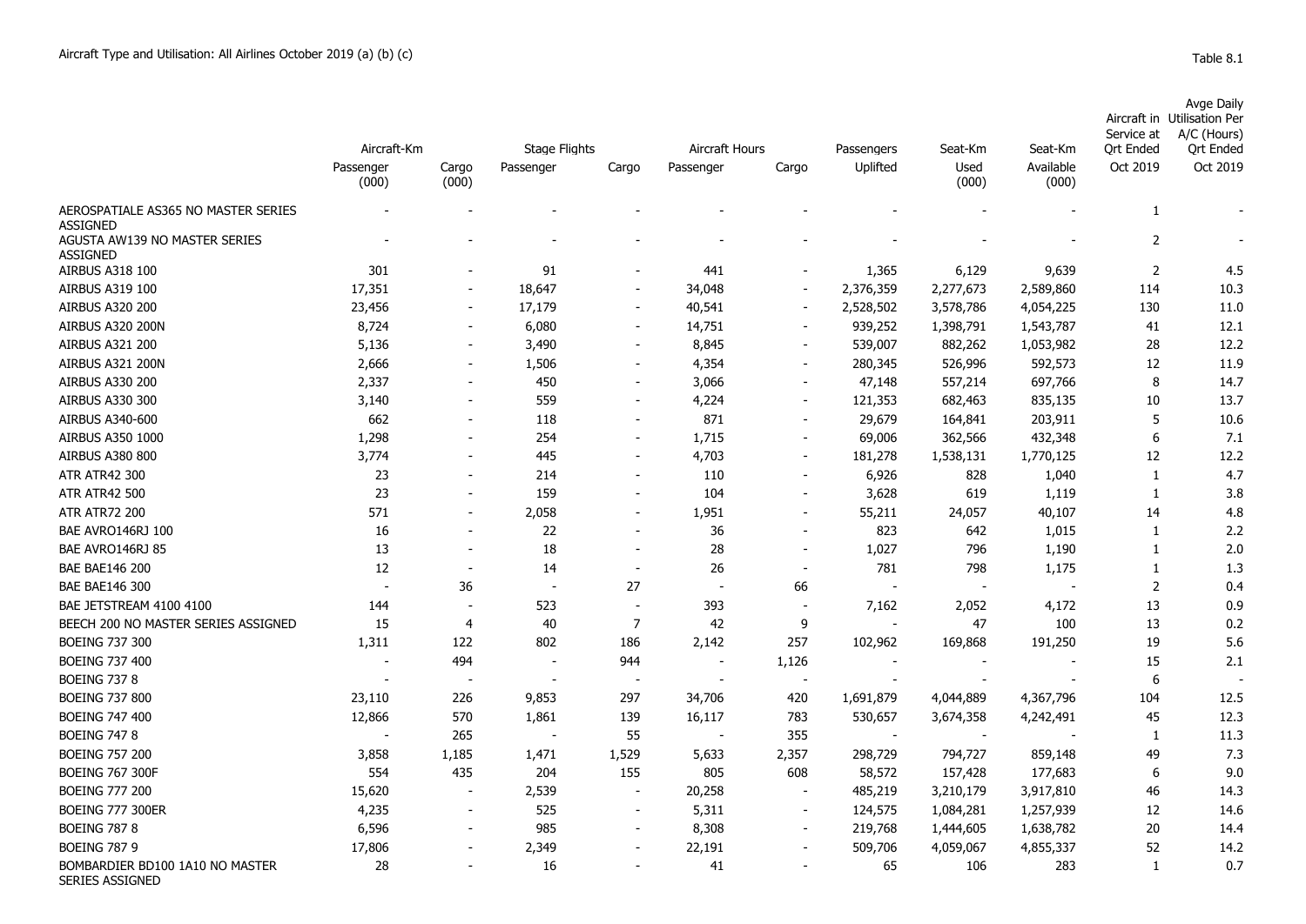Aircraft Type and Utilisation: All Airlines October 2019 (a) (b) (c)

Table 8.1

| | Aircraft-Km | | Stage Flights | | Aircraft Hours | | Passengers | Seat-Km | Seat-Km | Aircraft in Service at Qrt Ended | Avge Daily Utilisation Per A/C (Hours) Qrt Ended |
|---|---|---|---|---|---|---|---|---|---|---|---|
| | Passenger (000) | Cargo (000) | Passenger | Cargo | Passenger | Cargo | Uplifted | Used (000) | Available (000) | Oct 2019 | Oct 2019 |
| AEROSPATIALE AS365 NO MASTER SERIES ASSIGNED | - | - | - | - | - | - | - | - | - | 1 | - |
| AGUSTA AW139 NO MASTER SERIES ASSIGNED | - | - | - | - | - | - | - | - | - | 2 | - |
| AIRBUS A318 100 | 301 | - | 91 | - | 441 | - | 1,365 | 6,129 | 9,639 | 2 | 4.5 |
| AIRBUS A319 100 | 17,351 | - | 18,647 | - | 34,048 | - | 2,376,359 | 2,277,673 | 2,589,860 | 114 | 10.3 |
| AIRBUS A320 200 | 23,456 | - | 17,179 | - | 40,541 | - | 2,528,502 | 3,578,786 | 4,054,225 | 130 | 11.0 |
| AIRBUS A320 200N | 8,724 | - | 6,080 | - | 14,751 | - | 939,252 | 1,398,791 | 1,543,787 | 41 | 12.1 |
| AIRBUS A321 200 | 5,136 | - | 3,490 | - | 8,845 | - | 539,007 | 882,262 | 1,053,982 | 28 | 12.2 |
| AIRBUS A321 200N | 2,666 | - | 1,506 | - | 4,354 | - | 280,345 | 526,996 | 592,573 | 12 | 11.9 |
| AIRBUS A330 200 | 2,337 | - | 450 | - | 3,066 | - | 47,148 | 557,214 | 697,766 | 8 | 14.7 |
| AIRBUS A330 300 | 3,140 | - | 559 | - | 4,224 | - | 121,353 | 682,463 | 835,135 | 10 | 13.7 |
| AIRBUS A340-600 | 662 | - | 118 | - | 871 | - | 29,679 | 164,841 | 203,911 | 5 | 10.6 |
| AIRBUS A350 1000 | 1,298 | - | 254 | - | 1,715 | - | 69,006 | 362,566 | 432,348 | 6 | 7.1 |
| AIRBUS A380 800 | 3,774 | - | 445 | - | 4,703 | - | 181,278 | 1,538,131 | 1,770,125 | 12 | 12.2 |
| ATR ATR42 300 | 23 | - | 214 | - | 110 | - | 6,926 | 828 | 1,040 | 1 | 4.7 |
| ATR ATR42 500 | 23 | - | 159 | - | 104 | - | 3,628 | 619 | 1,119 | 1 | 3.8 |
| ATR ATR72 200 | 571 | - | 2,058 | - | 1,951 | - | 55,211 | 24,057 | 40,107 | 14 | 4.8 |
| BAE AVRO146RJ 100 | 16 | - | 22 | - | 36 | - | 823 | 642 | 1,015 | 1 | 2.2 |
| BAE AVRO146RJ 85 | 13 | - | 18 | - | 28 | - | 1,027 | 796 | 1,190 | 1 | 2.0 |
| BAE BAE146 200 | 12 | - | 14 | - | 26 | - | 781 | 798 | 1,175 | 1 | 1.3 |
| BAE BAE146 300 | - | 36 | - | 27 | - | 66 | - | - | - | 2 | 0.4 |
| BAE JETSTREAM 4100 4100 | 144 | - | 523 | - | 393 | - | 7,162 | 2,052 | 4,172 | 13 | 0.9 |
| BEECH 200 NO MASTER SERIES ASSIGNED | 15 | 4 | 40 | 7 | 42 | 9 | - | 47 | 100 | 13 | 0.2 |
| BOEING 737 300 | 1,311 | 122 | 802 | 186 | 2,142 | 257 | 102,962 | 169,868 | 191,250 | 19 | 5.6 |
| BOEING 737 400 | - | 494 | - | 944 | - | 1,126 | - | - | - | 15 | 2.1 |
| BOEING 737 8 | - | - | - | - | - | - | - | - | - | 6 | - |
| BOEING 737 800 | 23,110 | 226 | 9,853 | 297 | 34,706 | 420 | 1,691,879 | 4,044,889 | 4,367,796 | 104 | 12.5 |
| BOEING 747 400 | 12,866 | 570 | 1,861 | 139 | 16,117 | 783 | 530,657 | 3,674,358 | 4,242,491 | 45 | 12.3 |
| BOEING 747 8 | - | 265 | - | 55 | - | 355 | - | - | - | 1 | 11.3 |
| BOEING 757 200 | 3,858 | 1,185 | 1,471 | 1,529 | 5,633 | 2,357 | 298,729 | 794,727 | 859,148 | 49 | 7.3 |
| BOEING 767 300F | 554 | 435 | 204 | 155 | 805 | 608 | 58,572 | 157,428 | 177,683 | 6 | 9.0 |
| BOEING 777 200 | 15,620 | - | 2,539 | - | 20,258 | - | 485,219 | 3,210,179 | 3,917,810 | 46 | 14.3 |
| BOEING 777 300ER | 4,235 | - | 525 | - | 5,311 | - | 124,575 | 1,084,281 | 1,257,939 | 12 | 14.6 |
| BOEING 787 8 | 6,596 | - | 985 | - | 8,308 | - | 219,768 | 1,444,605 | 1,638,782 | 20 | 14.4 |
| BOEING 787 9 | 17,806 | - | 2,349 | - | 22,191 | - | 509,706 | 4,059,067 | 4,855,337 | 52 | 14.2 |
| BOMBARDIER BD100 1A10 NO MASTER SERIES ASSIGNED | 28 | - | 16 | - | 41 | - | 65 | 106 | 283 | 1 | 0.7 |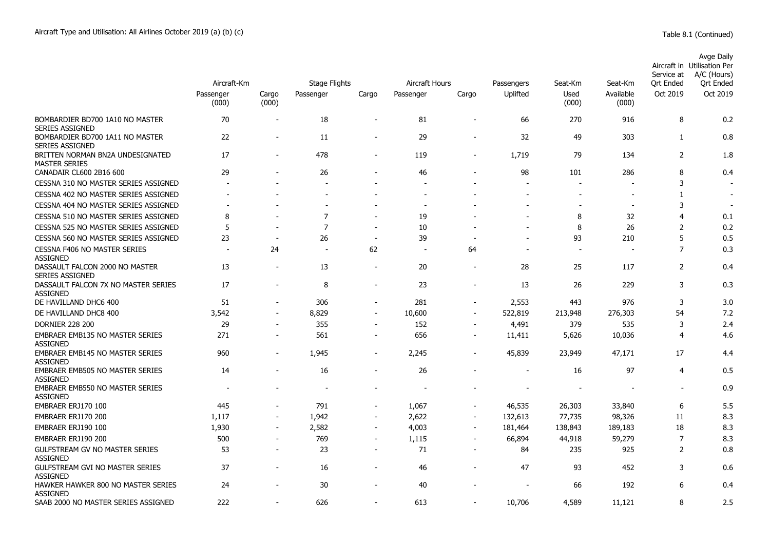Aircraft Type and Utilisation: All Airlines October 2019 (a) (b) (c)

Table 8.1 (Continued)

| | Aircraft-Km | | Stage Flights | | Aircraft Hours | | Passengers | Seat-Km | Seat-Km | Aircraft in Service at Qrt Ended | Avge Daily Utilisation Per A/C (Hours) Qrt Ended |
|---|---|---|---|---|---|---|---|---|---|---|---|
| | Passenger (000) | Cargo (000) | Passenger | Cargo | Passenger | Cargo | Uplifted | Used (000) | Available (000) | Oct 2019 | Oct 2019 |
| BOMBARDIER BD700 1A10 NO MASTER SERIES ASSIGNED | 70 | - | 18 | - | 81 | - | 66 | 270 | 916 | 8 | 0.2 |
| BOMBARDIER BD700 1A11 NO MASTER SERIES ASSIGNED | 22 | - | 11 | - | 29 | - | 32 | 49 | 303 | 1 | 0.8 |
| BRITTEN NORMAN BN2A UNDESIGNATED MASTER SERIES | 17 | - | 478 | - | 119 | - | 1,719 | 79 | 134 | 2 | 1.8 |
| CANADAIR CL600 2B16 600 | 29 | - | 26 | - | 46 | - | 98 | 101 | 286 | 8 | 0.4 |
| CESSNA 310 NO MASTER SERIES ASSIGNED | - | - | - | - | - | - | - | - | - | 3 | - |
| CESSNA 402 NO MASTER SERIES ASSIGNED | - | - | - | - | - | - | - | - | - | 1 | - |
| CESSNA 404 NO MASTER SERIES ASSIGNED | - | - | - | - | - | - | - | - | - | 3 | - |
| CESSNA 510 NO MASTER SERIES ASSIGNED | 8 | - | 7 | - | 19 | - | - | 8 | 32 | 4 | 0.1 |
| CESSNA 525 NO MASTER SERIES ASSIGNED | 5 | - | 7 | - | 10 | - | - | 8 | 26 | 2 | 0.2 |
| CESSNA 560 NO MASTER SERIES ASSIGNED | 23 | - | 26 | - | 39 | - | - | 93 | 210 | 5 | 0.5 |
| CESSNA F406 NO MASTER SERIES ASSIGNED | - | 24 | - | 62 | - | 64 | - | - | - | 7 | 0.3 |
| DASSAULT FALCON 2000 NO MASTER SERIES ASSIGNED | 13 | - | 13 | - | 20 | - | 28 | 25 | 117 | 2 | 0.4 |
| DASSAULT FALCON 7X NO MASTER SERIES ASSIGNED | 17 | - | 8 | - | 23 | - | 13 | 26 | 229 | 3 | 0.3 |
| DE HAVILLAND DHC6 400 | 51 | - | 306 | - | 281 | - | 2,553 | 443 | 976 | 3 | 3.0 |
| DE HAVILLAND DHC8 400 | 3,542 | - | 8,829 | - | 10,600 | - | 522,819 | 213,948 | 276,303 | 54 | 7.2 |
| DORNIER 228 200 | 29 | - | 355 | - | 152 | - | 4,491 | 379 | 535 | 3 | 2.4 |
| EMBRAER EMB135 NO MASTER SERIES ASSIGNED | 271 | - | 561 | - | 656 | - | 11,411 | 5,626 | 10,036 | 4 | 4.6 |
| EMBRAER EMB145 NO MASTER SERIES ASSIGNED | 960 | - | 1,945 | - | 2,245 | - | 45,839 | 23,949 | 47,171 | 17 | 4.4 |
| EMBRAER EMB505 NO MASTER SERIES ASSIGNED | 14 | - | 16 | - | 26 | - | - | 16 | 97 | 4 | 0.5 |
| EMBRAER EMB550 NO MASTER SERIES ASSIGNED | - | - | - | - | - | - | - | - | - | - | 0.9 |
| EMBRAER ERJ170 100 | 445 | - | 791 | - | 1,067 | - | 46,535 | 26,303 | 33,840 | 6 | 5.5 |
| EMBRAER ERJ170 200 | 1,117 | - | 1,942 | - | 2,622 | - | 132,613 | 77,735 | 98,326 | 11 | 8.3 |
| EMBRAER ERJ190 100 | 1,930 | - | 2,582 | - | 4,003 | - | 181,464 | 138,843 | 189,183 | 18 | 8.3 |
| EMBRAER ERJ190 200 | 500 | - | 769 | - | 1,115 | - | 66,894 | 44,918 | 59,279 | 7 | 8.3 |
| GULFSTREAM GV NO MASTER SERIES ASSIGNED | 53 | - | 23 | - | 71 | - | 84 | 235 | 925 | 2 | 0.8 |
| GULFSTREAM GVI NO MASTER SERIES ASSIGNED | 37 | - | 16 | - | 46 | - | 47 | 93 | 452 | 3 | 0.6 |
| HAWKER HAWKER 800 NO MASTER SERIES ASSIGNED | 24 | - | 30 | - | 40 | - | - | 66 | 192 | 6 | 0.4 |
| SAAB 2000 NO MASTER SERIES ASSIGNED | 222 | - | 626 | - | 613 | - | 10,706 | 4,589 | 11,121 | 8 | 2.5 |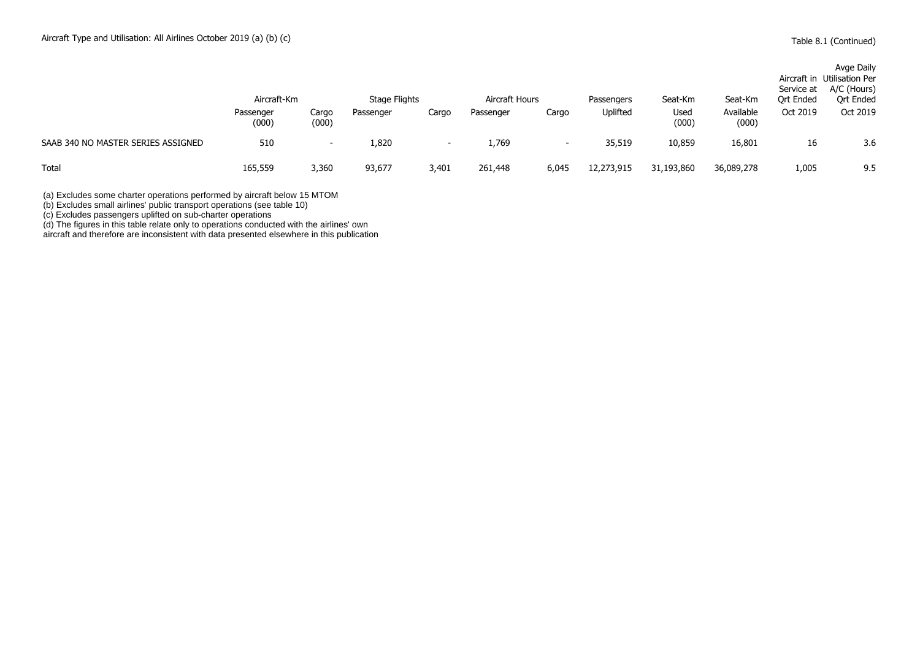Aircraft Type and Utilisation: All Airlines October 2019 (a) (b) (c)

Table 8.1 (Continued)

| | Aircraft-Km | | Stage Flights | | Aircraft Hours | | Passengers | Seat-Km | Seat-Km | Aircraft in Service at Qrt Ended | Avge Daily Utilisation Per A/C (Hours) Qrt Ended |
|---|---|---|---|---|---|---|---|---|---|---|---|
| | Passenger (000) | Cargo (000) | Passenger | Cargo | Passenger | Cargo | Uplifted | Used (000) | Available (000) | Oct 2019 | Oct 2019 |
| SAAB 340 NO MASTER SERIES ASSIGNED | 510 | - | 1,820 | - | 1,769 | - | 35,519 | 10,859 | 16,801 | 16 | 3.6 |
| Total | 165,559 | 3,360 | 93,677 | 3,401 | 261,448 | 6,045 | 12,273,915 | 31,193,860 | 36,089,278 | 1,005 | 9.5 |

(a) Excludes some charter operations performed by aircraft below 15 MTOM
(b) Excludes small airlines' public transport operations (see table 10)
(c) Excludes passengers uplifted on sub-charter operations
(d) The figures in this table relate only to operations conducted with the airlines' own aircraft and therefore are inconsistent with data presented elsewhere in this publication